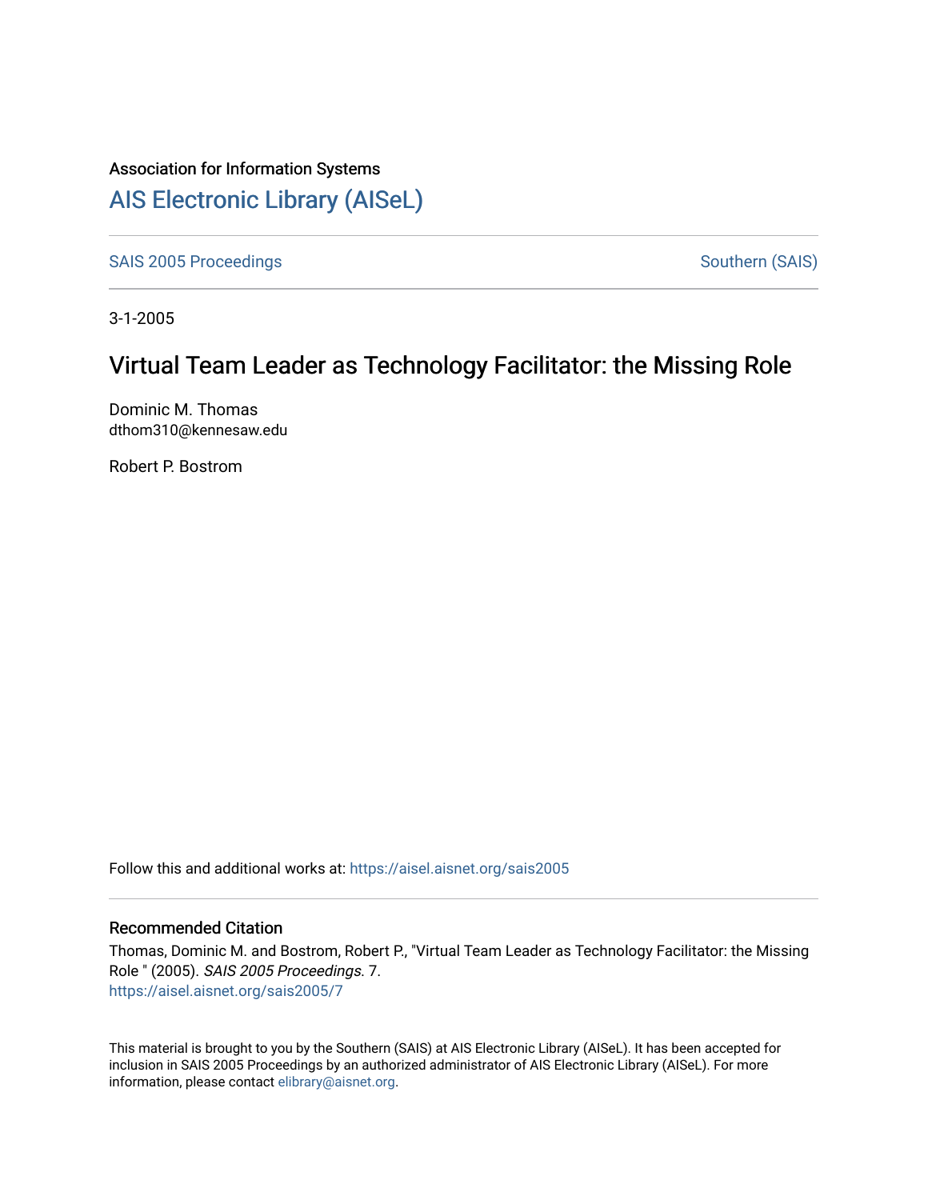Association for Information Systems

# AIS Electronic Library (AISeL)

SAIS 2005 Proceedings

Southern (SAIS)

3-1-2005

## Virtual Team Leader as Technology Facilitator: the Missing Role

Dominic M. Thomas
dthom310@kennesaw.edu

Robert P. Bostrom

Follow this and additional works at: https://aisel.aisnet.org/sais2005

### Recommended Citation

Thomas, Dominic M. and Bostrom, Robert P., "Virtual Team Leader as Technology Facilitator: the Missing Role " (2005). *SAIS 2005 Proceedings*. 7.
https://aisel.aisnet.org/sais2005/7

This material is brought to you by the Southern (SAIS) at AIS Electronic Library (AISeL). It has been accepted for inclusion in SAIS 2005 Proceedings by an authorized administrator of AIS Electronic Library (AISeL). For more information, please contact elibrary@aisnet.org.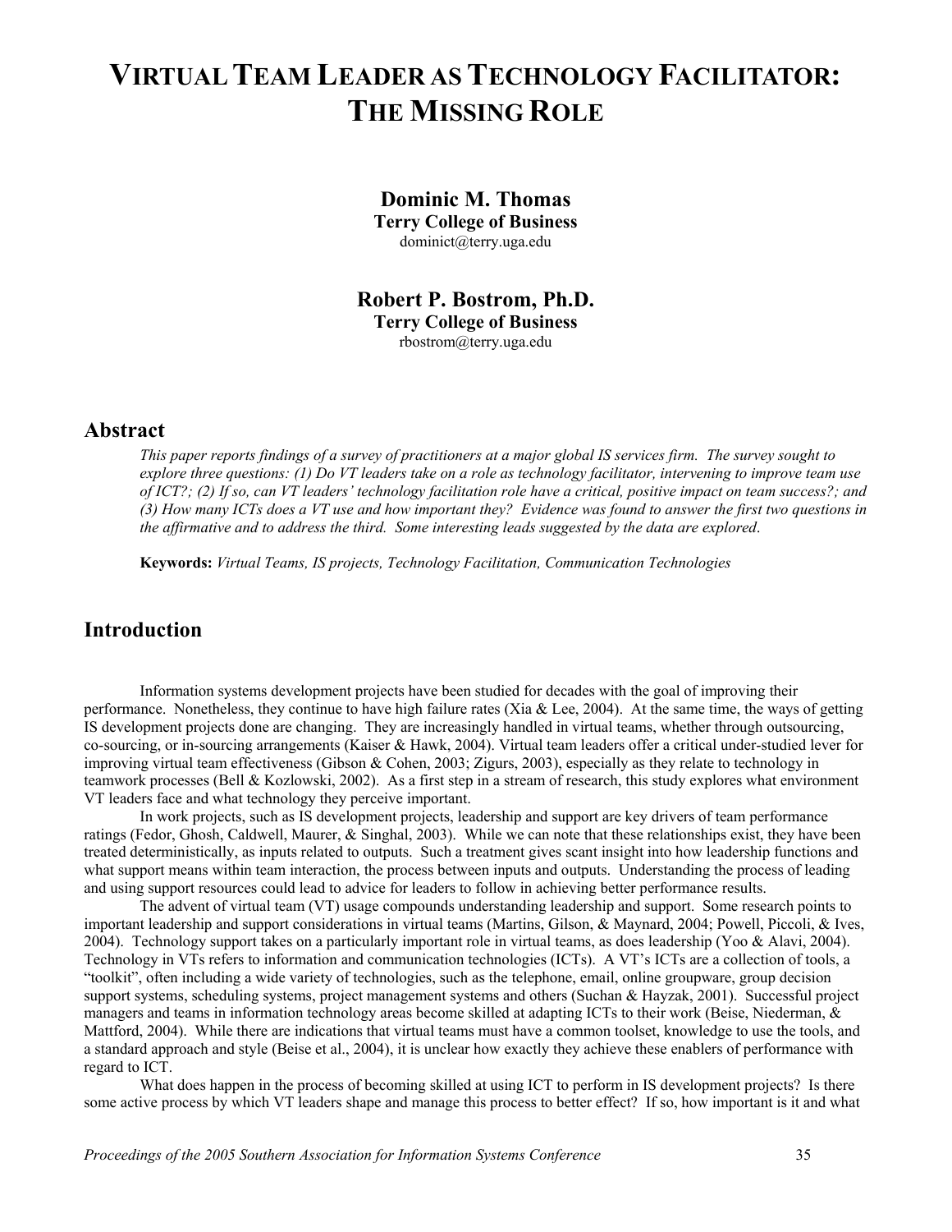# VIRTUAL TEAM LEADER AS TECHNOLOGY FACILITATOR: THE MISSING ROLE

**Dominic M. Thomas**
**Terry College of Business**
dominict@terry.uga.edu

**Robert P. Bostrom, Ph.D.**
**Terry College of Business**
rbostrom@terry.uga.edu

## Abstract

*This paper reports findings of a survey of practitioners at a major global IS services firm. The survey sought to explore three questions: (1) Do VT leaders take on a role as technology facilitator, intervening to improve team use of ICT?; (2) If so, can VT leaders' technology facilitation role have a critical, positive impact on team success?; and (3) How many ICTs does a VT use and how important they? Evidence was found to answer the first two questions in the affirmative and to address the third. Some interesting leads suggested by the data are explored.*

**Keywords:** *Virtual Teams, IS projects, Technology Facilitation, Communication Technologies*

## Introduction

Information systems development projects have been studied for decades with the goal of improving their performance. Nonetheless, they continue to have high failure rates (Xia & Lee, 2004). At the same time, the ways of getting IS development projects done are changing. They are increasingly handled in virtual teams, whether through outsourcing, co-sourcing, or in-sourcing arrangements (Kaiser & Hawk, 2004). Virtual team leaders offer a critical under-studied lever for improving virtual team effectiveness (Gibson & Cohen, 2003; Zigurs, 2003), especially as they relate to technology in teamwork processes (Bell & Kozlowski, 2002). As a first step in a stream of research, this study explores what environment VT leaders face and what technology they perceive important.

In work projects, such as IS development projects, leadership and support are key drivers of team performance ratings (Fedor, Ghosh, Caldwell, Maurer, & Singhal, 2003). While we can note that these relationships exist, they have been treated deterministically, as inputs related to outputs. Such a treatment gives scant insight into how leadership functions and what support means within team interaction, the process between inputs and outputs. Understanding the process of leading and using support resources could lead to advice for leaders to follow in achieving better performance results.

The advent of virtual team (VT) usage compounds understanding leadership and support. Some research points to important leadership and support considerations in virtual teams (Martins, Gilson, & Maynard, 2004; Powell, Piccoli, & Ives, 2004). Technology support takes on a particularly important role in virtual teams, as does leadership (Yoo & Alavi, 2004). Technology in VTs refers to information and communication technologies (ICTs). A VT's ICTs are a collection of tools, a "toolkit", often including a wide variety of technologies, such as the telephone, email, online groupware, group decision support systems, scheduling systems, project management systems and others (Suchan & Hayzak, 2001). Successful project managers and teams in information technology areas become skilled at adapting ICTs to their work (Beise, Niederman, & Mattford, 2004). While there are indications that virtual teams must have a common toolset, knowledge to use the tools, and a standard approach and style (Beise et al., 2004), it is unclear how exactly they achieve these enablers of performance with regard to ICT.

What does happen in the process of becoming skilled at using ICT to perform in IS development projects? Is there some active process by which VT leaders shape and manage this process to better effect? If so, how important is it and what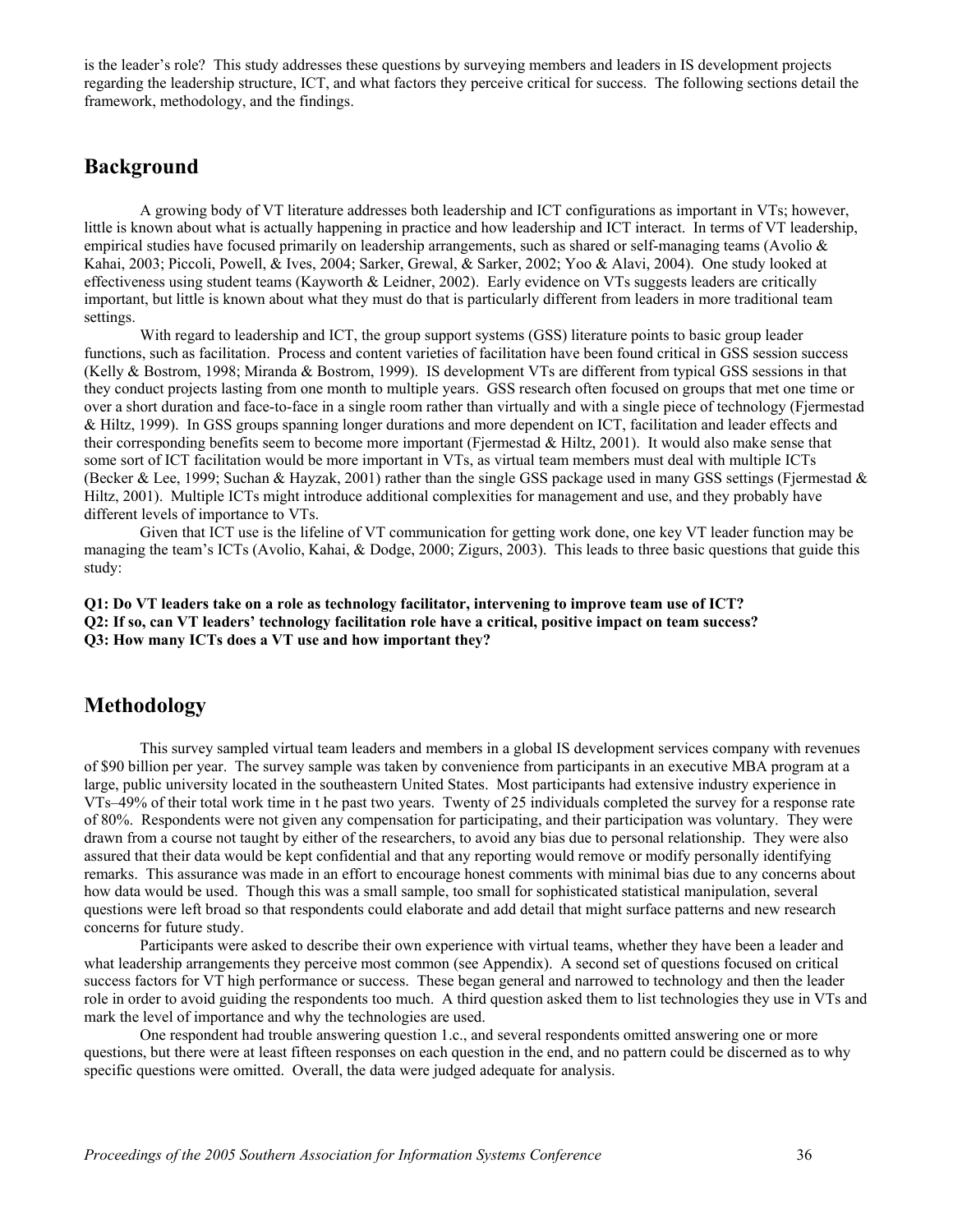is the leader's role? This study addresses these questions by surveying members and leaders in IS development projects regarding the leadership structure, ICT, and what factors they perceive critical for success. The following sections detail the framework, methodology, and the findings.

## Background

A growing body of VT literature addresses both leadership and ICT configurations as important in VTs; however, little is known about what is actually happening in practice and how leadership and ICT interact. In terms of VT leadership, empirical studies have focused primarily on leadership arrangements, such as shared or self-managing teams (Avolio & Kahai, 2003; Piccoli, Powell, & Ives, 2004; Sarker, Grewal, & Sarker, 2002; Yoo & Alavi, 2004). One study looked at effectiveness using student teams (Kayworth & Leidner, 2002). Early evidence on VTs suggests leaders are critically important, but little is known about what they must do that is particularly different from leaders in more traditional team settings.

With regard to leadership and ICT, the group support systems (GSS) literature points to basic group leader functions, such as facilitation. Process and content varieties of facilitation have been found critical in GSS session success (Kelly & Bostrom, 1998; Miranda & Bostrom, 1999). IS development VTs are different from typical GSS sessions in that they conduct projects lasting from one month to multiple years. GSS research often focused on groups that met one time or over a short duration and face-to-face in a single room rather than virtually and with a single piece of technology (Fjermestad & Hiltz, 1999). In GSS groups spanning longer durations and more dependent on ICT, facilitation and leader effects and their corresponding benefits seem to become more important (Fjermestad & Hiltz, 2001). It would also make sense that some sort of ICT facilitation would be more important in VTs, as virtual team members must deal with multiple ICTs (Becker & Lee, 1999; Suchan & Hayzak, 2001) rather than the single GSS package used in many GSS settings (Fjermestad & Hiltz, 2001). Multiple ICTs might introduce additional complexities for management and use, and they probably have different levels of importance to VTs.

Given that ICT use is the lifeline of VT communication for getting work done, one key VT leader function may be managing the team's ICTs (Avolio, Kahai, & Dodge, 2000; Zigurs, 2003). This leads to three basic questions that guide this study:

**Q1: Do VT leaders take on a role as technology facilitator, intervening to improve team use of ICT?**
**Q2: If so, can VT leaders' technology facilitation role have a critical, positive impact on team success?**
**Q3: How many ICTs does a VT use and how important they?**

## Methodology

This survey sampled virtual team leaders and members in a global IS development services company with revenues of $90 billion per year. The survey sample was taken by convenience from participants in an executive MBA program at a large, public university located in the southeastern United States. Most participants had extensive industry experience in VTs–49% of their total work time in t he past two years. Twenty of 25 individuals completed the survey for a response rate of 80%. Respondents were not given any compensation for participating, and their participation was voluntary. They were drawn from a course not taught by either of the researchers, to avoid any bias due to personal relationship. They were also assured that their data would be kept confidential and that any reporting would remove or modify personally identifying remarks. This assurance was made in an effort to encourage honest comments with minimal bias due to any concerns about how data would be used. Though this was a small sample, too small for sophisticated statistical manipulation, several questions were left broad so that respondents could elaborate and add detail that might surface patterns and new research concerns for future study.

Participants were asked to describe their own experience with virtual teams, whether they have been a leader and what leadership arrangements they perceive most common (see Appendix). A second set of questions focused on critical success factors for VT high performance or success. These began general and narrowed to technology and then the leader role in order to avoid guiding the respondents too much. A third question asked them to list technologies they use in VTs and mark the level of importance and why the technologies are used.

One respondent had trouble answering question 1.c., and several respondents omitted answering one or more questions, but there were at least fifteen responses on each question in the end, and no pattern could be discerned as to why specific questions were omitted. Overall, the data were judged adequate for analysis.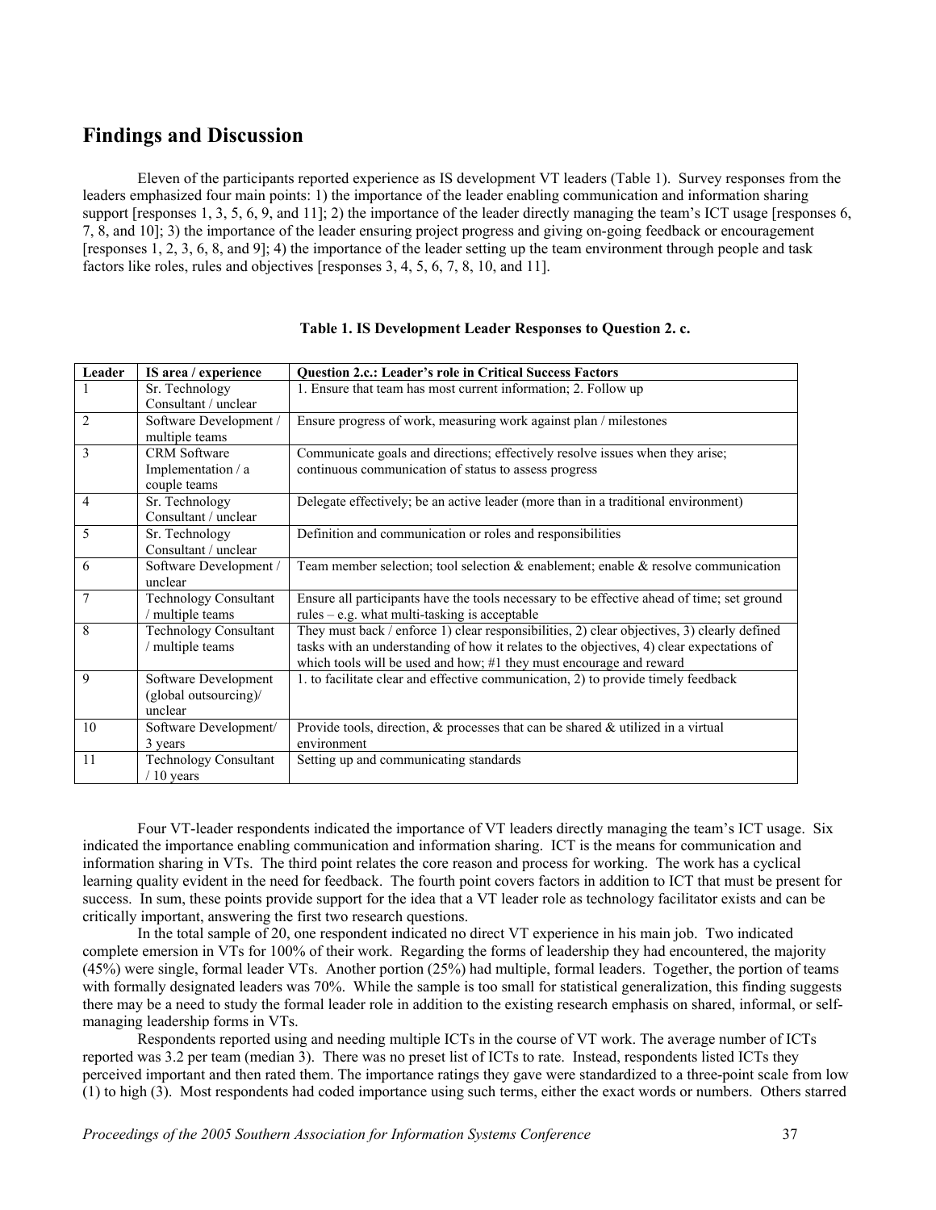## Findings and Discussion

Eleven of the participants reported experience as IS development VT leaders (Table 1). Survey responses from the leaders emphasized four main points: 1) the importance of the leader enabling communication and information sharing support [responses 1, 3, 5, 6, 9, and 11]; 2) the importance of the leader directly managing the team's ICT usage [responses 6, 7, 8, and 10]; 3) the importance of the leader ensuring project progress and giving on-going feedback or encouragement [responses 1, 2, 3, 6, 8, and 9]; 4) the importance of the leader setting up the team environment through people and task factors like roles, rules and objectives [responses 3, 4, 5, 6, 7, 8, 10, and 11].

**Table 1. IS Development Leader Responses to Question 2. c.**

| Leader | IS area / experience | Question 2.c.: Leader's role in Critical Success Factors |
|---|---|---|
| 1 | Sr. Technology Consultant / unclear | 1. Ensure that team has most current information; 2. Follow up |
| 2 | Software Development / multiple teams | Ensure progress of work, measuring work against plan / milestones |
| 3 | CRM Software Implementation / a couple teams | Communicate goals and directions; effectively resolve issues when they arise; continuous communication of status to assess progress |
| 4 | Sr. Technology Consultant / unclear | Delegate effectively; be an active leader (more than in a traditional environment) |
| 5 | Sr. Technology Consultant / unclear | Definition and communication or roles and responsibilities |
| 6 | Software Development / unclear | Team member selection; tool selection & enablement; enable & resolve communication |
| 7 | Technology Consultant / multiple teams | Ensure all participants have the tools necessary to be effective ahead of time; set ground rules – e.g. what multi-tasking is acceptable |
| 8 | Technology Consultant / multiple teams | They must back / enforce 1) clear responsibilities, 2) clear objectives, 3) clearly defined tasks with an understanding of how it relates to the objectives, 4) clear expectations of which tools will be used and how; #1 they must encourage and reward |
| 9 | Software Development (global outsourcing)/ unclear | 1. to facilitate clear and effective communication, 2) to provide timely feedback |
| 10 | Software Development/ 3 years | Provide tools, direction, & processes that can be shared & utilized in a virtual environment |
| 11 | Technology Consultant / 10 years | Setting up and communicating standards |

Four VT-leader respondents indicated the importance of VT leaders directly managing the team's ICT usage. Six indicated the importance enabling communication and information sharing. ICT is the means for communication and information sharing in VTs. The third point relates the core reason and process for working. The work has a cyclical learning quality evident in the need for feedback. The fourth point covers factors in addition to ICT that must be present for success. In sum, these points provide support for the idea that a VT leader role as technology facilitator exists and can be critically important, answering the first two research questions.

In the total sample of 20, one respondent indicated no direct VT experience in his main job. Two indicated complete emersion in VTs for 100% of their work. Regarding the forms of leadership they had encountered, the majority (45%) were single, formal leader VTs. Another portion (25%) had multiple, formal leaders. Together, the portion of teams with formally designated leaders was 70%. While the sample is too small for statistical generalization, this finding suggests there may be a need to study the formal leader role in addition to the existing research emphasis on shared, informal, or self-managing leadership forms in VTs.

Respondents reported using and needing multiple ICTs in the course of VT work. The average number of ICTs reported was 3.2 per team (median 3). There was no preset list of ICTs to rate. Instead, respondents listed ICTs they perceived important and then rated them. The importance ratings they gave were standardized to a three-point scale from low (1) to high (3). Most respondents had coded importance using such terms, either the exact words or numbers. Others starred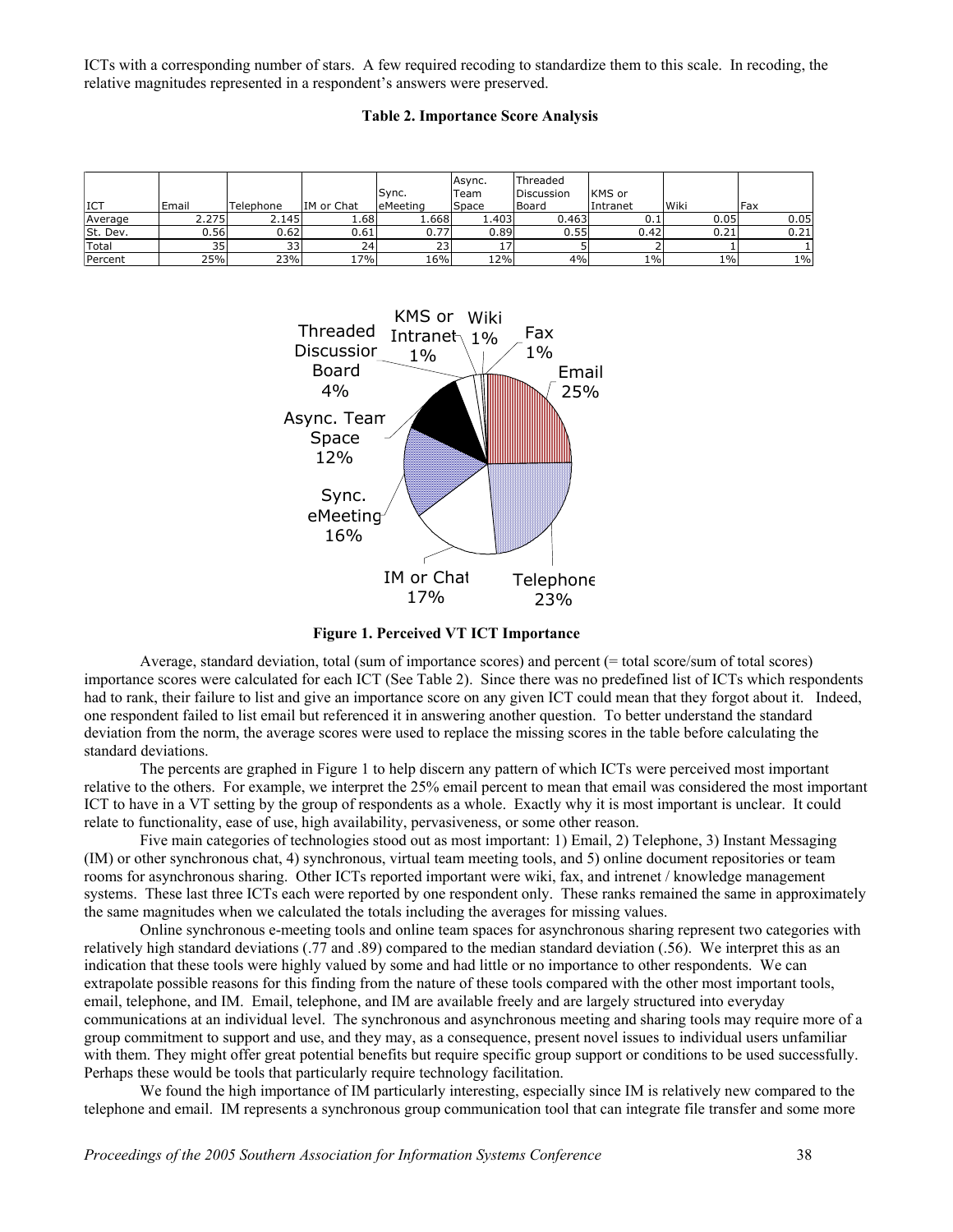ICTs with a corresponding number of stars. A few required recoding to standardize them to this scale. In recoding, the relative magnitudes represented in a respondent's answers were preserved.

**Table 2. Importance Score Analysis**

| ICT | Email | Telephone | IM or Chat | Sync. eMeeting | Async. Team Space | Threaded Discussion Board | KMS or Intranet | Wiki | Fax |
|---|---|---|---|---|---|---|---|---|---|
| Average | 2.275 | 2.145 | 1.68 | 1.668 | 1.403 | 0.463 | 0.1 | 0.05 | 0.05 |
| St. Dev. | 0.56 | 0.62 | 0.61 | 0.77 | 0.89 | 0.55 | 0.42 | 0.21 | 0.21 |
| Total | 35 | 33 | 24 | 23 | 17 | 5 | 2 | 1 | 1 |
| Percent | 25% | 23% | 17% | 16% | 12% | 4% | 1% | 1% | 1% |

**Figure 1. Perceived VT ICT Importance**

Average, standard deviation, total (sum of importance scores) and percent (= total score/sum of total scores) importance scores were calculated for each ICT (See Table 2). Since there was no predefined list of ICTs which respondents had to rank, their failure to list and give an importance score on any given ICT could mean that they forgot about it. Indeed, one respondent failed to list email but referenced it in answering another question. To better understand the standard deviation from the norm, the average scores were used to replace the missing scores in the table before calculating the standard deviations.

The percents are graphed in Figure 1 to help discern any pattern of which ICTs were perceived most important relative to the others. For example, we interpret the 25% email percent to mean that email was considered the most important ICT to have in a VT setting by the group of respondents as a whole. Exactly why it is most important is unclear. It could relate to functionality, ease of use, high availability, pervasiveness, or some other reason.

Five main categories of technologies stood out as most important: 1) Email, 2) Telephone, 3) Instant Messaging (IM) or other synchronous chat, 4) synchronous, virtual team meeting tools, and 5) online document repositories or team rooms for asynchronous sharing. Other ICTs reported important were wiki, fax, and intrenet / knowledge management systems. These last three ICTs each were reported by one respondent only. These ranks remained the same in approximately the same magnitudes when we calculated the totals including the averages for missing values.

Online synchronous e-meeting tools and online team spaces for asynchronous sharing represent two categories with relatively high standard deviations (.77 and .89) compared to the median standard deviation (.56). We interpret this as an indication that these tools were highly valued by some and had little or no importance to other respondents. We can extrapolate possible reasons for this finding from the nature of these tools compared with the other most important tools, email, telephone, and IM. Email, telephone, and IM are available freely and are largely structured into everyday communications at an individual level. The synchronous and asynchronous meeting and sharing tools may require more of a group commitment to support and use, and they may, as a consequence, present novel issues to individual users unfamiliar with them. They might offer great potential benefits but require specific group support or conditions to be used successfully. Perhaps these would be tools that particularly require technology facilitation.

We found the high importance of IM particularly interesting, especially since IM is relatively new compared to the telephone and email. IM represents a synchronous group communication tool that can integrate file transfer and some more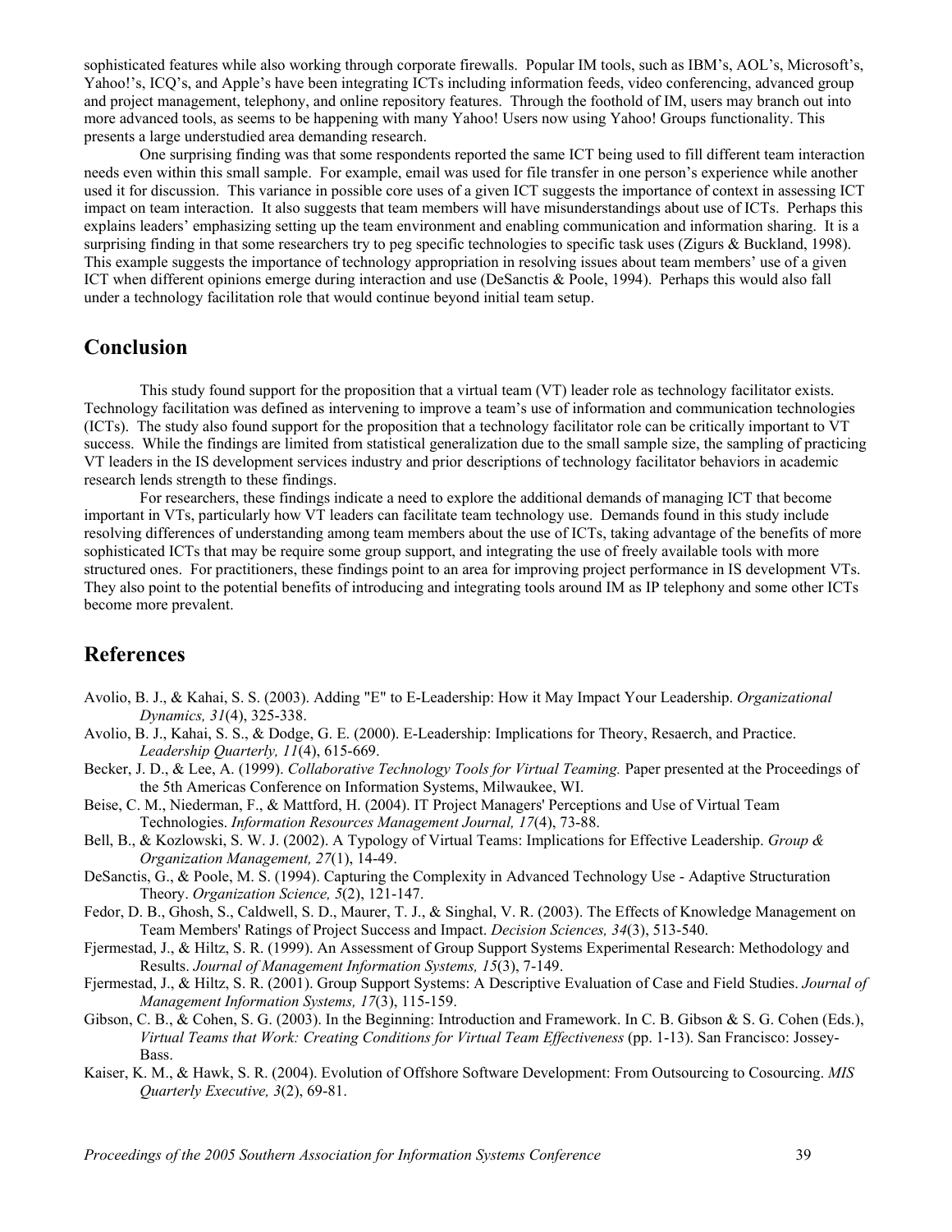sophisticated features while also working through corporate firewalls. Popular IM tools, such as IBM's, AOL's, Microsoft's, Yahoo!'s, ICQ's, and Apple's have been integrating ICTs including information feeds, video conferencing, advanced group and project management, telephony, and online repository features. Through the foothold of IM, users may branch out into more advanced tools, as seems to be happening with many Yahoo! Users now using Yahoo! Groups functionality. This presents a large understudied area demanding research.

One surprising finding was that some respondents reported the same ICT being used to fill different team interaction needs even within this small sample. For example, email was used for file transfer in one person's experience while another used it for discussion. This variance in possible core uses of a given ICT suggests the importance of context in assessing ICT impact on team interaction. It also suggests that team members will have misunderstandings about use of ICTs. Perhaps this explains leaders' emphasizing setting up the team environment and enabling communication and information sharing. It is a surprising finding in that some researchers try to peg specific technologies to specific task uses (Zigurs & Buckland, 1998). This example suggests the importance of technology appropriation in resolving issues about team members' use of a given ICT when different opinions emerge during interaction and use (DeSanctis & Poole, 1994). Perhaps this would also fall under a technology facilitation role that would continue beyond initial team setup.

## Conclusion

This study found support for the proposition that a virtual team (VT) leader role as technology facilitator exists. Technology facilitation was defined as intervening to improve a team's use of information and communication technologies (ICTs). The study also found support for the proposition that a technology facilitator role can be critically important to VT success. While the findings are limited from statistical generalization due to the small sample size, the sampling of practicing VT leaders in the IS development services industry and prior descriptions of technology facilitator behaviors in academic research lends strength to these findings.

For researchers, these findings indicate a need to explore the additional demands of managing ICT that become important in VTs, particularly how VT leaders can facilitate team technology use. Demands found in this study include resolving differences of understanding among team members about the use of ICTs, taking advantage of the benefits of more sophisticated ICTs that may be require some group support, and integrating the use of freely available tools with more structured ones. For practitioners, these findings point to an area for improving project performance in IS development VTs. They also point to the potential benefits of introducing and integrating tools around IM as IP telephony and some other ICTs become more prevalent.

## References

Avolio, B. J., & Kahai, S. S. (2003). Adding "E" to E-Leadership: How it May Impact Your Leadership. *Organizational Dynamics, 31*(4), 325-338.

Avolio, B. J., Kahai, S. S., & Dodge, G. E. (2000). E-Leadership: Implications for Theory, Resaerch, and Practice. *Leadership Quarterly, 11*(4), 615-669.

Becker, J. D., & Lee, A. (1999). *Collaborative Technology Tools for Virtual Teaming.* Paper presented at the Proceedings of the 5th Americas Conference on Information Systems, Milwaukee, WI.

Beise, C. M., Niederman, F., & Mattford, H. (2004). IT Project Managers' Perceptions and Use of Virtual Team Technologies. *Information Resources Management Journal, 17*(4), 73-88.

Bell, B., & Kozlowski, S. W. J. (2002). A Typology of Virtual Teams: Implications for Effective Leadership. *Group & Organization Management, 27*(1), 14-49.

DeSanctis, G., & Poole, M. S. (1994). Capturing the Complexity in Advanced Technology Use - Adaptive Structuration Theory. *Organization Science, 5*(2), 121-147.

Fedor, D. B., Ghosh, S., Caldwell, S. D., Maurer, T. J., & Singhal, V. R. (2003). The Effects of Knowledge Management on Team Members' Ratings of Project Success and Impact. *Decision Sciences, 34*(3), 513-540.

Fjermestad, J., & Hiltz, S. R. (1999). An Assessment of Group Support Systems Experimental Research: Methodology and Results. *Journal of Management Information Systems, 15*(3), 7-149.

Fjermestad, J., & Hiltz, S. R. (2001). Group Support Systems: A Descriptive Evaluation of Case and Field Studies. *Journal of Management Information Systems, 17*(3), 115-159.

Gibson, C. B., & Cohen, S. G. (2003). In the Beginning: Introduction and Framework. In C. B. Gibson & S. G. Cohen (Eds.), *Virtual Teams that Work: Creating Conditions for Virtual Team Effectiveness* (pp. 1-13). San Francisco: Jossey-Bass.

Kaiser, K. M., & Hawk, S. R. (2004). Evolution of Offshore Software Development: From Outsourcing to Cosourcing. *MIS Quarterly Executive, 3*(2), 69-81.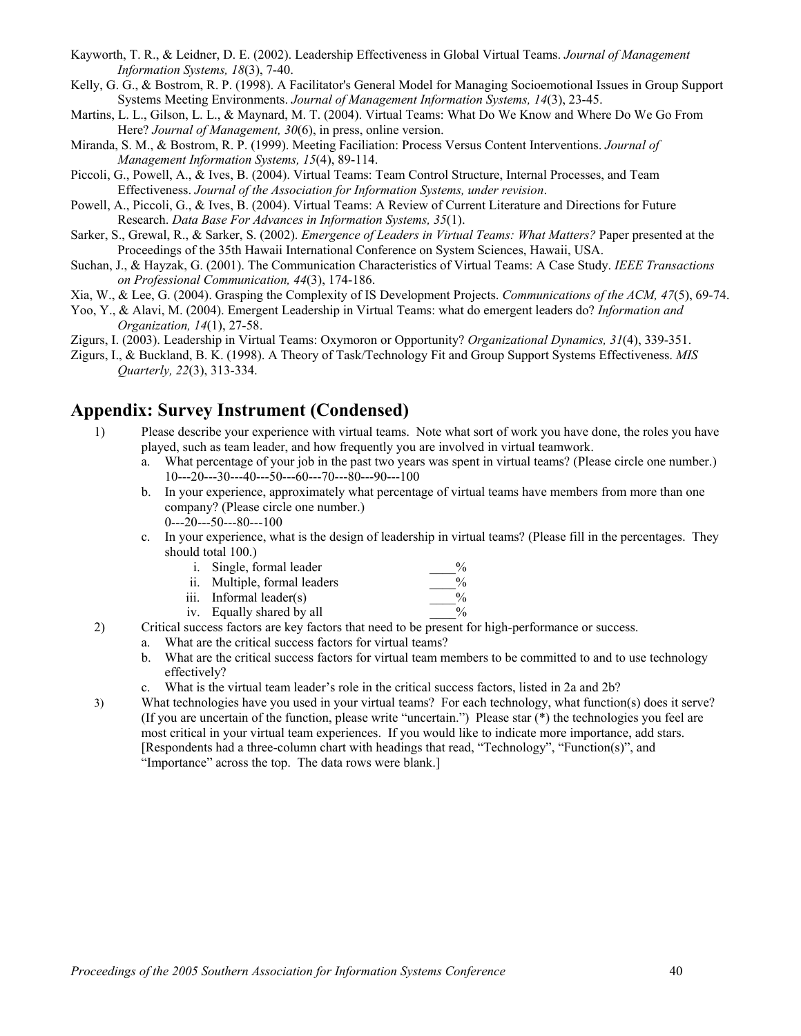Kayworth, T. R., & Leidner, D. E. (2002). Leadership Effectiveness in Global Virtual Teams. *Journal of Management Information Systems, 18*(3), 7-40.

Kelly, G. G., & Bostrom, R. P. (1998). A Facilitator's General Model for Managing Socioemotional Issues in Group Support Systems Meeting Environments. *Journal of Management Information Systems, 14*(3), 23-45.

Martins, L. L., Gilson, L. L., & Maynard, M. T. (2004). Virtual Teams: What Do We Know and Where Do We Go From Here? *Journal of Management, 30*(6), in press, online version.

Miranda, S. M., & Bostrom, R. P. (1999). Meeting Faciliation: Process Versus Content Interventions. *Journal of Management Information Systems, 15*(4), 89-114.

Piccoli, G., Powell, A., & Ives, B. (2004). Virtual Teams: Team Control Structure, Internal Processes, and Team Effectiveness. *Journal of the Association for Information Systems, under revision*.

Powell, A., Piccoli, G., & Ives, B. (2004). Virtual Teams: A Review of Current Literature and Directions for Future Research. *Data Base For Advances in Information Systems, 35*(1).

Sarker, S., Grewal, R., & Sarker, S. (2002). *Emergence of Leaders in Virtual Teams: What Matters?* Paper presented at the Proceedings of the 35th Hawaii International Conference on System Sciences, Hawaii, USA.

Suchan, J., & Hayzak, G. (2001). The Communication Characteristics of Virtual Teams: A Case Study. *IEEE Transactions on Professional Communication, 44*(3), 174-186.

Xia, W., & Lee, G. (2004). Grasping the Complexity of IS Development Projects. *Communications of the ACM, 47*(5), 69-74.

Yoo, Y., & Alavi, M. (2004). Emergent Leadership in Virtual Teams: what do emergent leaders do? *Information and Organization, 14*(1), 27-58.

Zigurs, I. (2003). Leadership in Virtual Teams: Oxymoron or Opportunity? *Organizational Dynamics, 31*(4), 339-351.

Zigurs, I., & Buckland, B. K. (1998). A Theory of Task/Technology Fit and Group Support Systems Effectiveness. *MIS Quarterly, 22*(3), 313-334.

## Appendix: Survey Instrument (Condensed)

1) Please describe your experience with virtual teams. Note what sort of work you have done, the roles you have played, such as team leader, and how frequently you are involved in virtual teamwork.
   a. What percentage of your job in the past two years was spent in virtual teams? (Please circle one number.)
      10---20---30---40---50---60---70---80---90---100
   b. In your experience, approximately what percentage of virtual teams have members from more than one company? (Please circle one number.)
      0---20---50---80---100
   c. In your experience, what is the design of leadership in virtual teams? (Please fill in the percentages. They should total 100.)
      i. Single, formal leader ____%
      ii. Multiple, formal leaders ____%
      iii. Informal leader(s) ____%
      iv. Equally shared by all ____%
2) Critical success factors are key factors that need to be present for high-performance or success.
   a. What are the critical success factors for virtual teams?
   b. What are the critical success factors for virtual team members to be committed to and to use technology effectively?
   c. What is the virtual team leader's role in the critical success factors, listed in 2a and 2b?
3) What technologies have you used in your virtual teams? For each technology, what function(s) does it serve? (If you are uncertain of the function, please write "uncertain.") Please star (*) the technologies you feel are most critical in your virtual team experiences. If you would like to indicate more importance, add stars. [Respondents had a three-column chart with headings that read, "Technology", "Function(s)", and "Importance" across the top. The data rows were blank.]